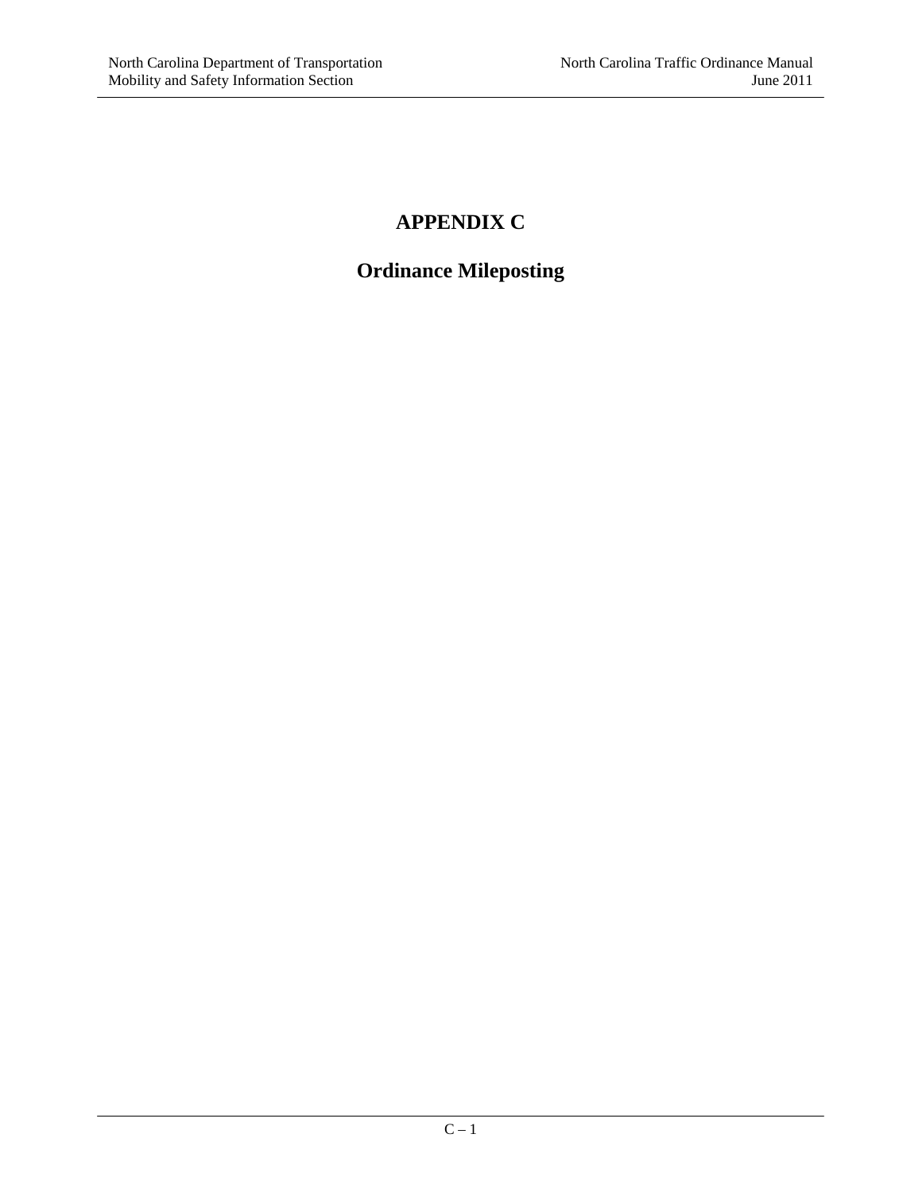# APPENDIX C

## Ordinance Mileposting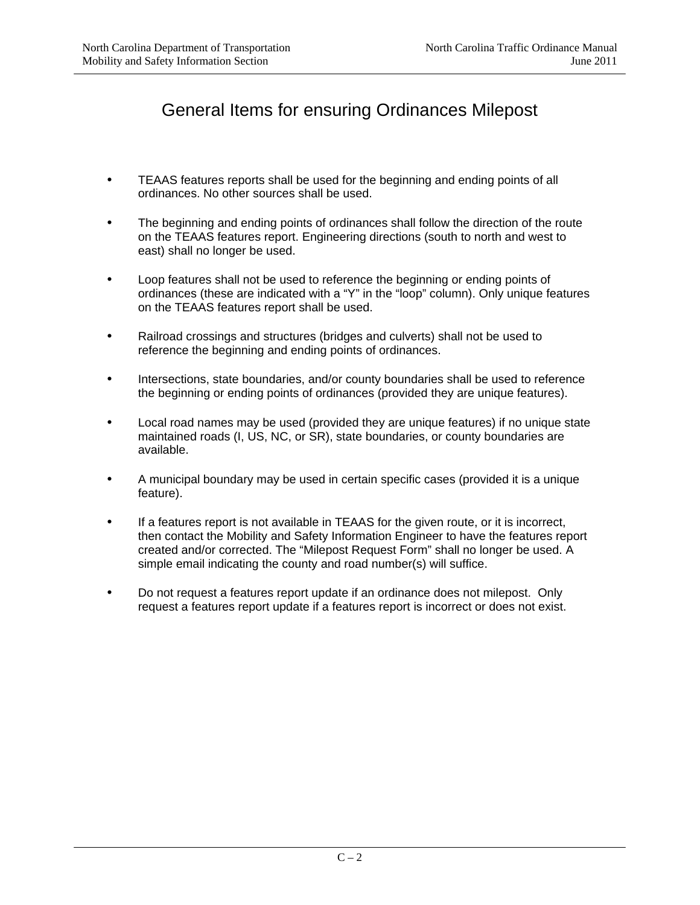# General Items for ensuring Ordinances Milepost

- TEAAS features reports shall be used for the beginning and ending points of all ordinances. No other sources shall be used.

- The beginning and ending points of ordinances shall follow the direction of the route on the TEAAS features report. Engineering directions (south to north and west to east) shall no longer be used.

- Loop features shall not be used to reference the beginning or ending points of ordinances (these are indicated with a "Y" in the "loop" column). Only unique features on the TEAAS features report shall be used.

- Railroad crossings and structures (bridges and culverts) shall not be used to reference the beginning and ending points of ordinances.

- Intersections, state boundaries, and/or county boundaries shall be used to reference the beginning or ending points of ordinances (provided they are unique features).

- Local road names may be used (provided they are unique features) if no unique state maintained roads (I, US, NC, or SR), state boundaries, or county boundaries are available.

- A municipal boundary may be used in certain specific cases (provided it is a unique feature).

- If a features report is not available in TEAAS for the given route, or it is incorrect, then contact the Mobility and Safety Information Engineer to have the features report created and/or corrected. The "Milepost Request Form" shall no longer be used. A simple email indicating the county and road number(s) will suffice.

- Do not request a features report update if an ordinance does not milepost. Only request a features report update if a features report is incorrect or does not exist.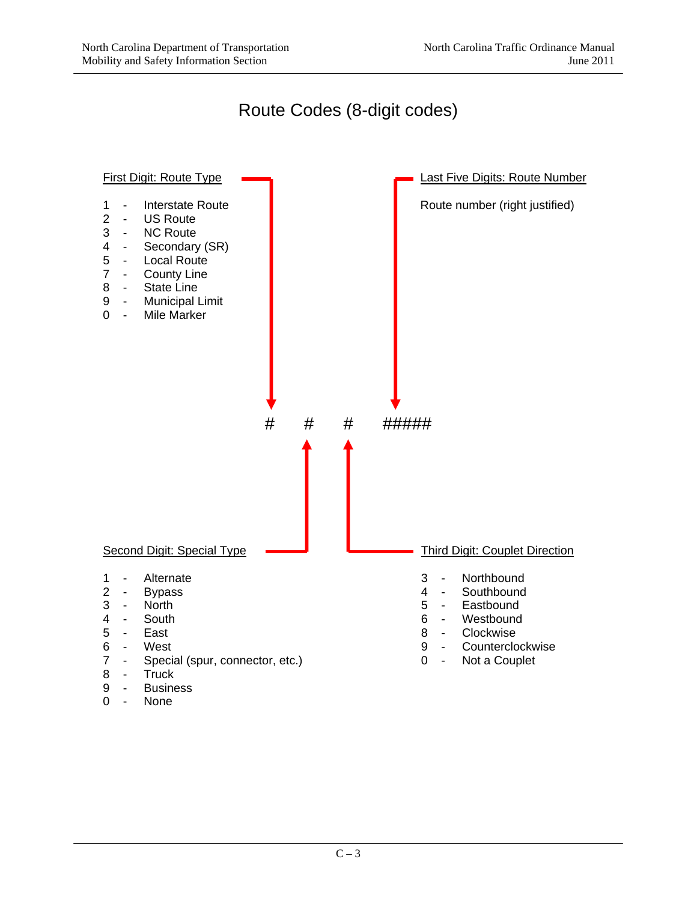# Route Codes (8-digit codes)

# # # #####

**First Digit: Route Type**

1 - Interstate Route
2 - US Route
3 - NC Route
4 - Secondary (SR)
5 - Local Route
7 - County Line
8 - State Line
9 - Municipal Limit
0 - Mile Marker

**Second Digit: Special Type**

1 - Alternate
2 - Bypass
3 - North
4 - South
5 - East
6 - West
7 - Special (spur, connector, etc.)
8 - Truck
9 - Business
0 - None

**Third Digit: Couplet Direction**

3 - Northbound
4 - Southbound
5 - Eastbound
6 - Westbound
8 - Clockwise
9 - Counterclockwise
0 - Not a Couplet

**Last Five Digits: Route Number**

Route number (right justified)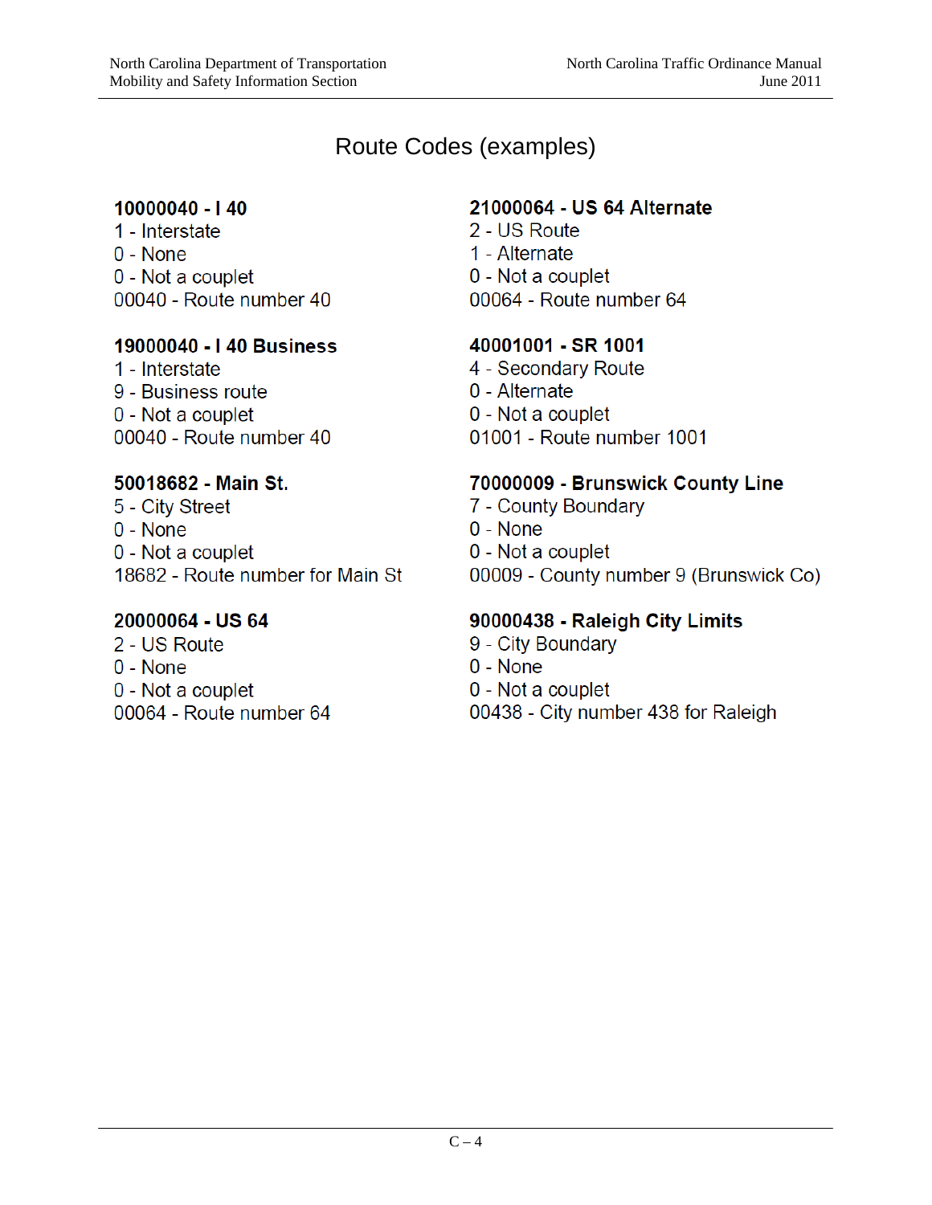# Route Codes (examples)

**10000040 - I 40**
1 - Interstate
0 - None
0 - Not a couplet
00040 - Route number 40

**19000040 - I 40 Business**
1 - Interstate
9 - Business route
0 - Not a couplet
00040 - Route number 40

**50018682 - Main St.**
5 - City Street
0 - None
0 - Not a couplet
18682 - Route number for Main St

**20000064 - US 64**
2 - US Route
0 - None
0 - Not a couplet
00064 - Route number 64

**21000064 - US 64 Alternate**
2 - US Route
1 - Alternate
0 - Not a couplet
00064 - Route number 64

**40001001 - SR 1001**
4 - Secondary Route
0 - Alternate
0 - Not a couplet
01001 - Route number 1001

**70000009 - Brunswick County Line**
7 - County Boundary
0 - None
0 - Not a couplet
00009 - County number 9 (Brunswick Co)

**90000438 - Raleigh City Limits**
9 - City Boundary
0 - None
0 - Not a couplet
00438 - City number 438 for Raleigh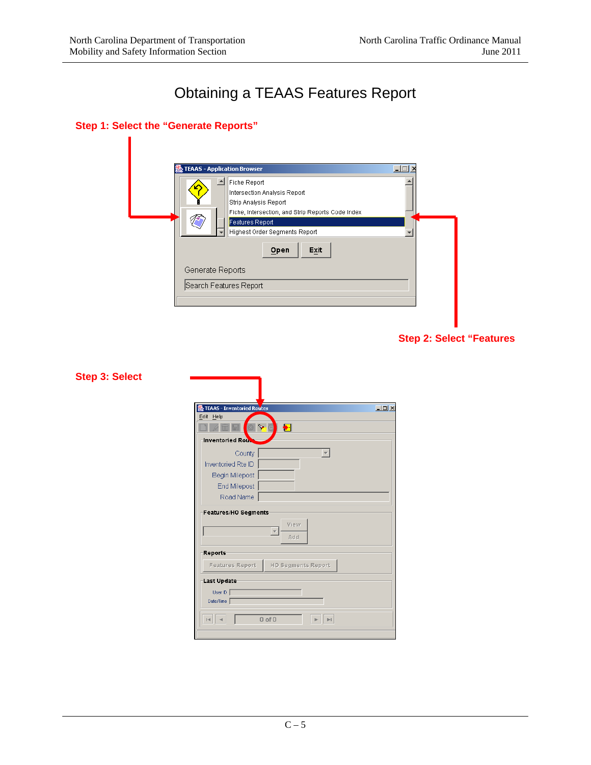# Obtaining a TEAAS Features Report

**Step 1: Select the "Generate Reports"**

TEAAS - Application Browser

Fiche Report
Intersection Analysis Report
Strip Analysis Report
Fiche, Intersection, and Strip Reports Code Index
Features Report
Highest Order Segments Report

Open Exit

Generate Reports

Search Features Report

**Step 2: Select "Features**

**Step 3: Select**

TEAAS - Inventoried Routes

Edit Help

Inventoried Route

County
Inventoried Rte ID
Begin Milepost
End Milepost
Road Name

Features/HO Segments

View
Add

Reports

Features Report HO Segments Report

Last Update

User ID
Date/Time

0 of 0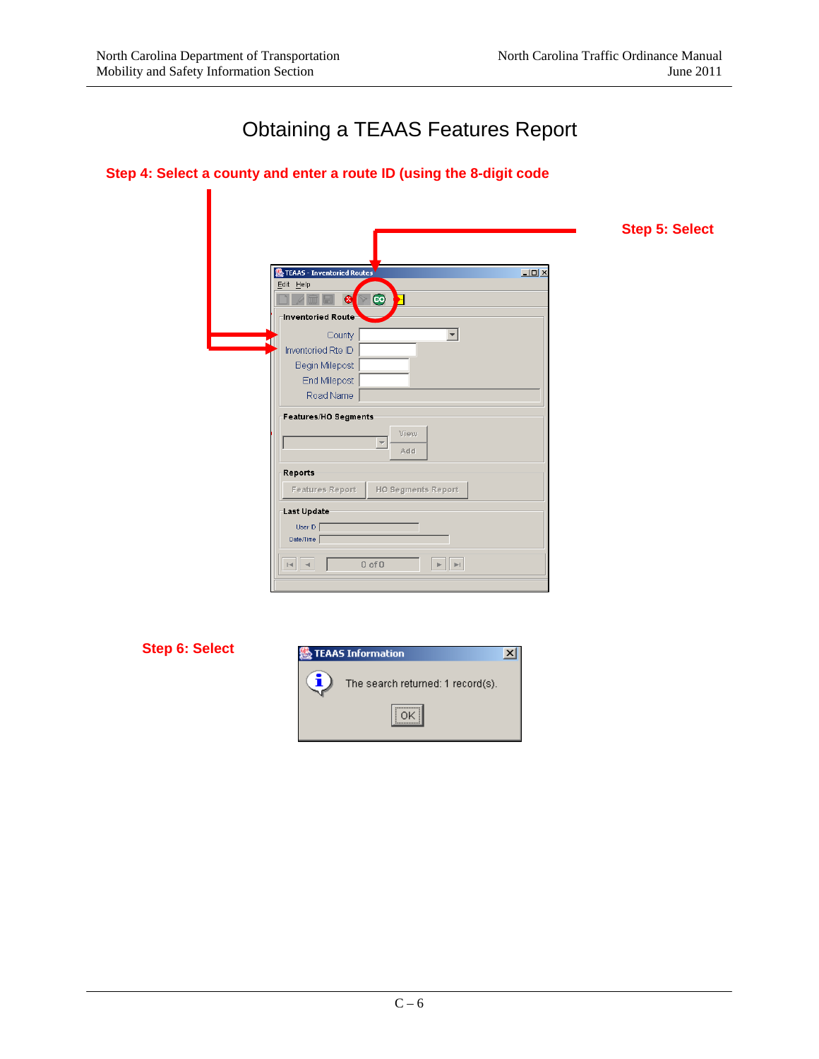# Obtaining a TEAAS Features Report

**Step 4: Select a county and enter a route ID (using the 8-digit code**

**Step 5: Select**

**Step 6: Select**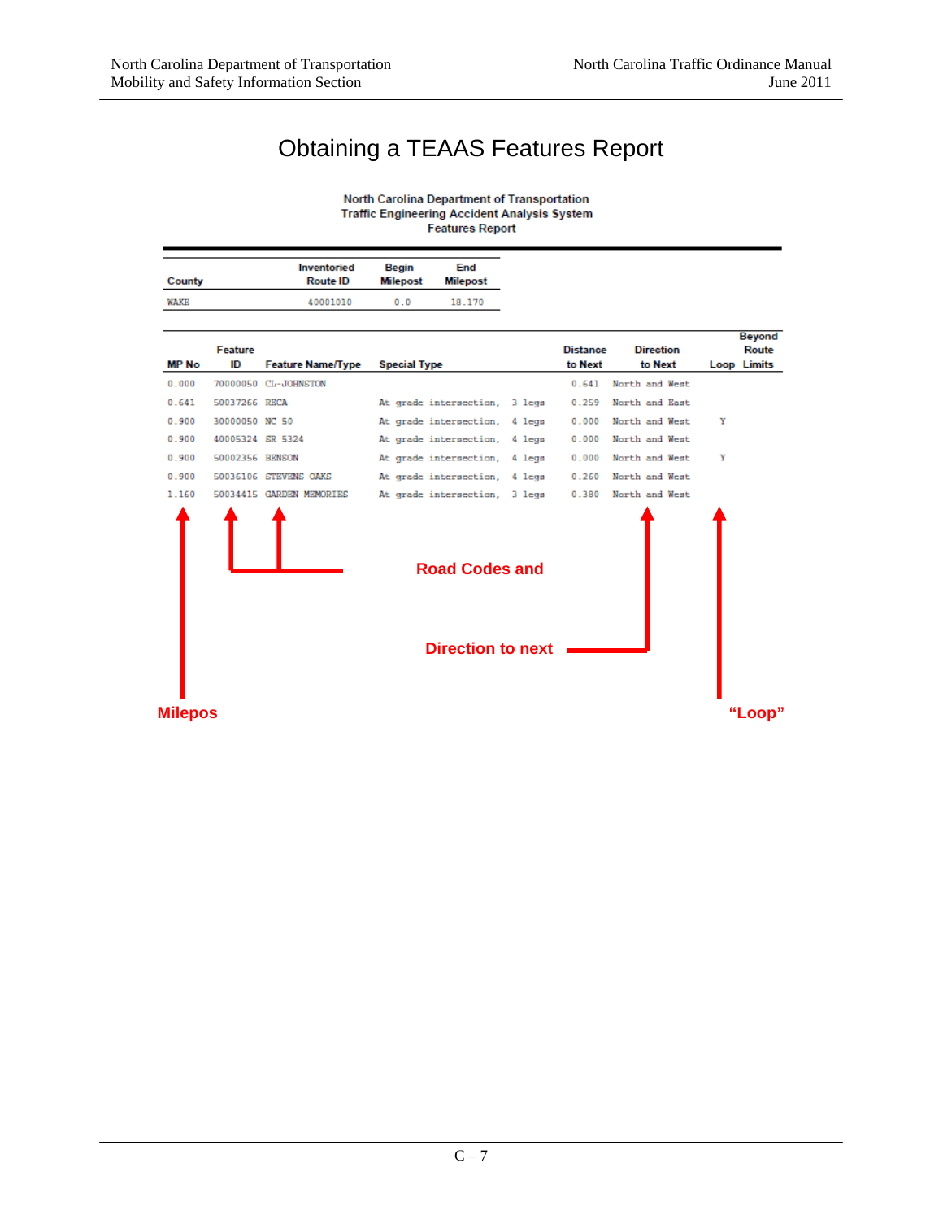# Obtaining a TEAAS Features Report

North Carolina Department of Transportation
Traffic Engineering Accident Analysis System
Features Report

| County | Inventoried Route ID | Begin Milepost | End Milepost |
|---|---|---|---|
| WAKE | 40001010 | 0.0 | 18.170 |

| MP No | Feature ID | Feature Name/Type | Special Type | | Distance to Next | Direction to Next | Loop | Beyond Route Limits |
|---|---|---|---|---|---|---|---|---|
| 0.000 | 70000050 | CL-JOHNSTON | | | 0.641 | North and West | | |
| 0.641 | 50037266 | RECA | At grade intersection, | 3 legs | 0.259 | North and East | | |
| 0.900 | 30000050 | NC 50 | At grade intersection, | 4 legs | 0.000 | North and West | Y | |
| 0.900 | 40005324 | SR 5324 | At grade intersection, | 4 legs | 0.000 | North and West | | |
| 0.900 | 50002356 | BENSON | At grade intersection, | 4 legs | 0.000 | North and West | Y | |
| 0.900 | 50036106 | STEVENS OAKS | At grade intersection, | 4 legs | 0.260 | North and West | | |
| 1.160 | 50034415 | GARDEN MEMORIES | At grade intersection, | 3 legs | 0.380 | North and West | | |

Road Codes and

Direction to next

Milepos

"Loop"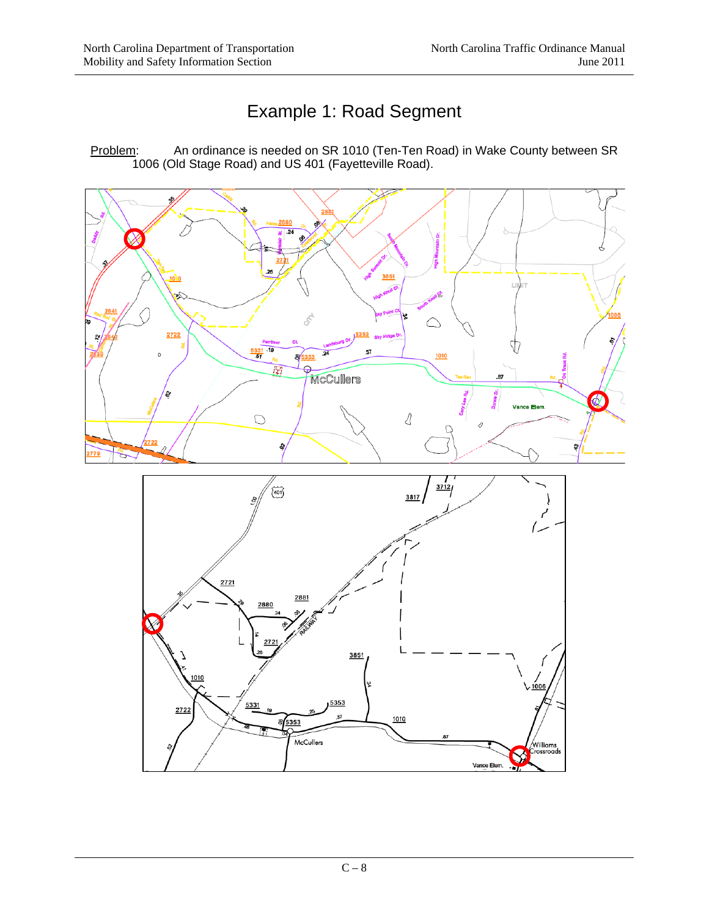# Example 1: Road Segment

Problem: An ordinance is needed on SR 1010 (Ten-Ten Road) in Wake County between SR 1006 (Old Stage Road) and US 401 (Fayetteville Road).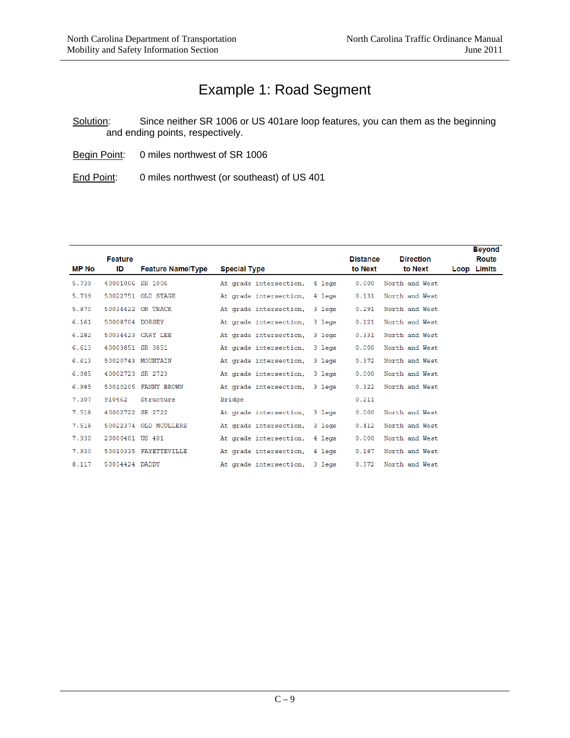# Example 1: Road Segment

Solution: Since neither SR 1006 or US 401are loop features, you can them as the beginning and ending points, respectively.

Begin Point: 0 miles northwest of SR 1006

End Point: 0 miles northwest (or southeast) of US 401

| MP No | Feature ID | Feature Name/Type | Special Type | Distance to Next | Direction to Next | Loop | Beyond Route Limits |
|---|---|---|---|---|---|---|---|
| 5.739 | 40001006 | SR 1006 | At grade intersection, 4 legs | 0.000 | North and West | | |
| 5.739 | 50022751 | OLD STAGE | At grade intersection, 4 legs | 0.131 | North and West | | |
| 5.870 | 50034422 | ON TRACK | At grade intersection, 3 legs | 0.291 | North and West | | |
| 6.161 | 50008704 | DORSEY | At grade intersection, 3 legs | 0.121 | North and West | | |
| 6.282 | 50034423 | CARY LEE | At grade intersection, 3 legs | 0.331 | North and West | | |
| 6.613 | 40003851 | SR 3851 | At grade intersection, 3 legs | 0.000 | North and West | | |
| 6.613 | 50020743 | MOUNTAIN | At grade intersection, 3 legs | 0.372 | North and West | | |
| 6.985 | 40002723 | SR 2723 | At grade intersection, 3 legs | 0.000 | North and West | | |
| 6.985 | 50010205 | FANNY BROWN | At grade intersection, 3 legs | 0.322 | North and West | | |
| 7.307 | 910462 | Structure | Bridge | 0.211 | | | |
| 7.518 | 40002722 | SR 2722 | At grade intersection, 3 legs | 0.000 | North and West | | |
| 7.518 | 50022374 | OLD MCULLERS | At grade intersection, 3 legs | 0.412 | North and West | | |
| 7.930 | 20000401 | US 401 | At grade intersection, 4 legs | 0.000 | North and West | | |
| 7.930 | 50010335 | FAYETTEVILLE | At grade intersection, 4 legs | 0.187 | North and West | | |
| 8.117 | 50034424 | DADDY | At grade intersection, 3 legs | 0.372 | North and West | | |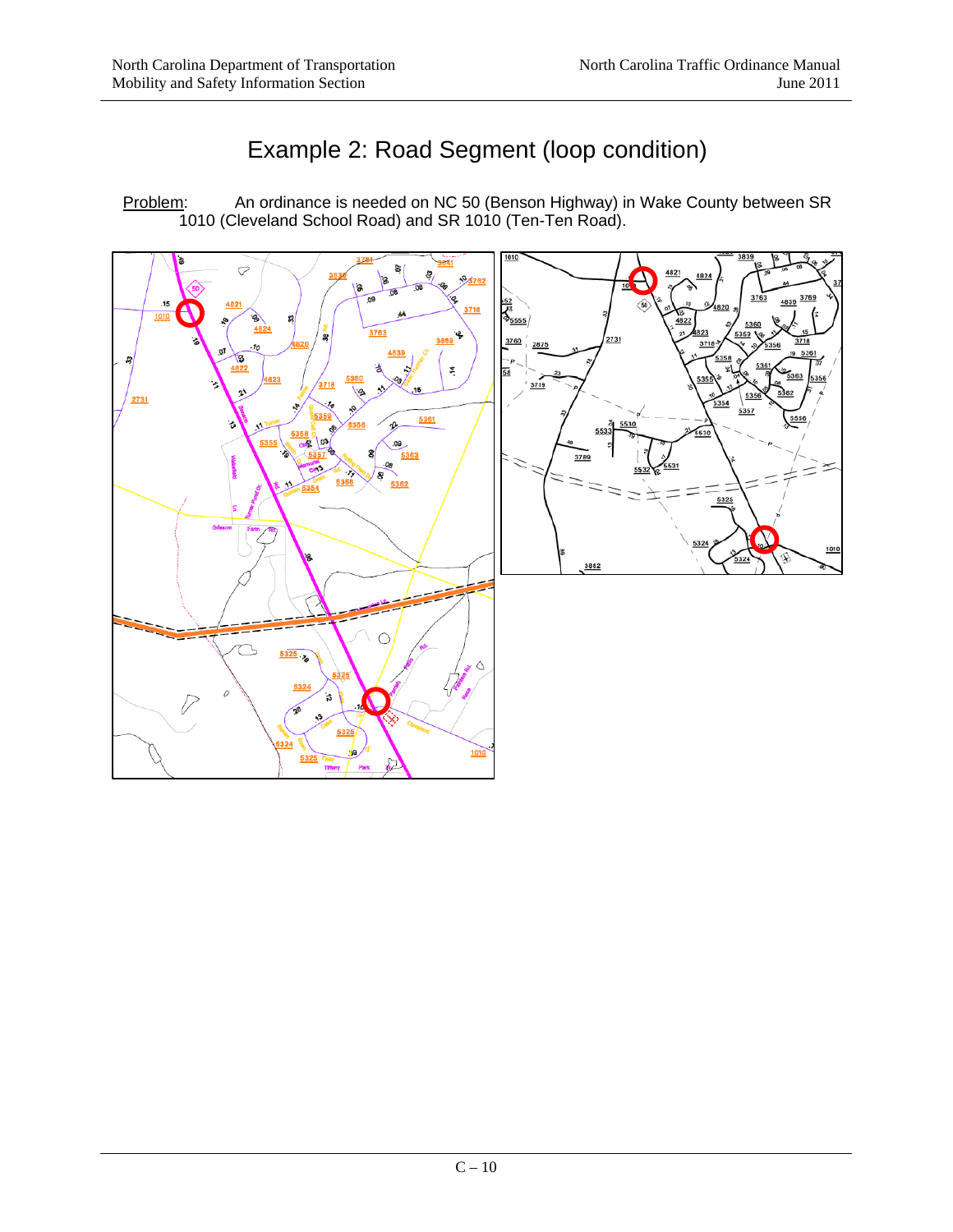# Example 2: Road Segment (loop condition)

Problem: An ordinance is needed on NC 50 (Benson Highway) in Wake County between SR 1010 (Cleveland School Road) and SR 1010 (Ten-Ten Road).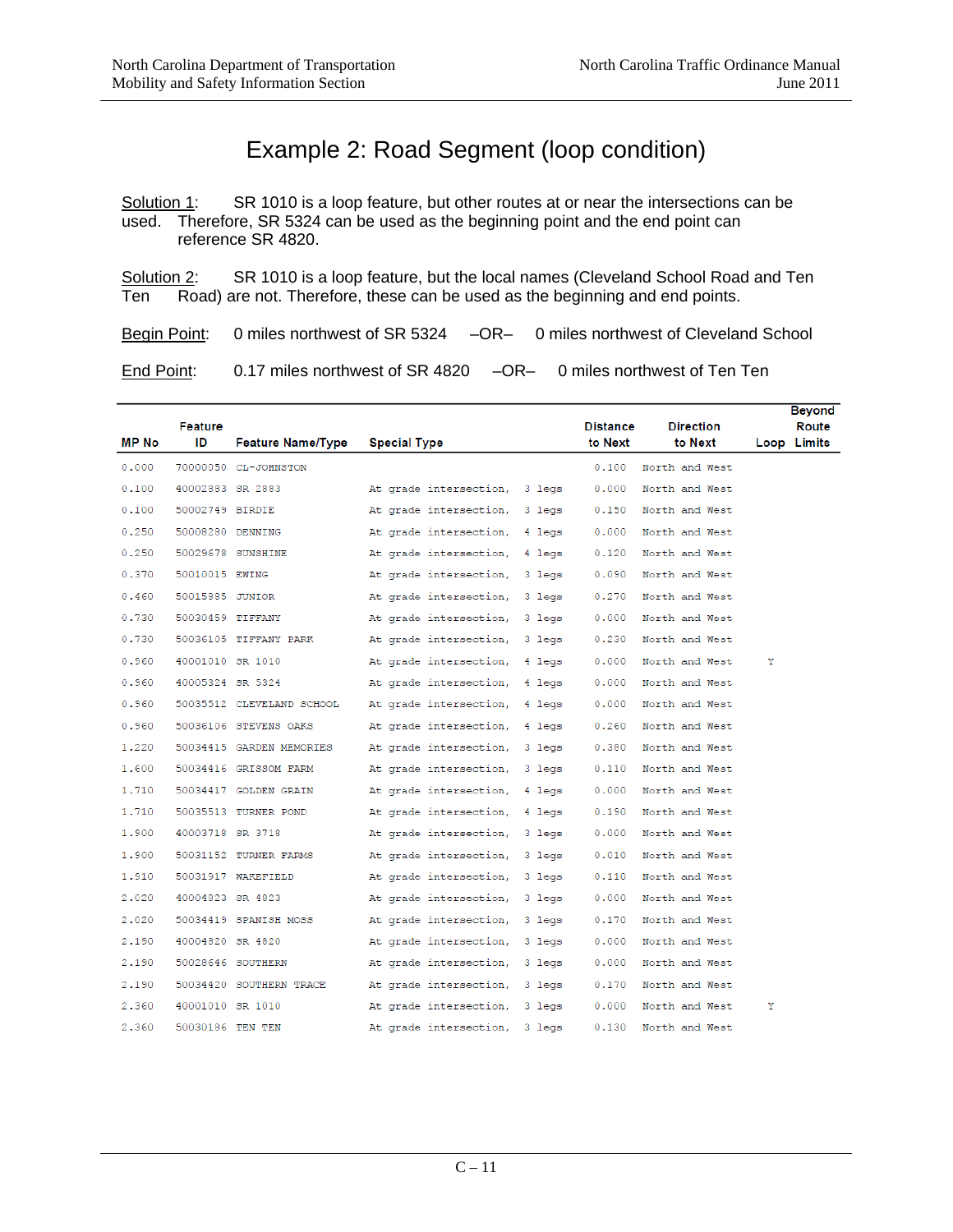# Example 2: Road Segment (loop condition)

Solution 1: SR 1010 is a loop feature, but other routes at or near the intersections can be used. Therefore, SR 5324 can be used as the beginning point and the end point can reference SR 4820.

Solution 2: SR 1010 is a loop feature, but the local names (Cleveland School Road and Ten Ten Road) are not. Therefore, these can be used as the beginning and end points.

Begin Point: 0 miles northwest of SR 5324 –OR– 0 miles northwest of Cleveland School

End Point: 0.17 miles northwest of SR 4820 –OR– 0 miles northwest of Ten Ten

| MP No | Feature ID | Feature Name/Type | Special Type | Distance to Next | Direction to Next | Loop | Beyond Route Limits |
|---|---|---|---|---|---|---|---|
| 0.000 | 70000050 | CL-JOHNSTON | | 0.100 | North and West | | |
| 0.100 | 40002883 | SR 2883 | At grade intersection, 3 legs | 0.000 | North and West | | |
| 0.100 | 50002749 | BIRDIE | At grade intersection, 3 legs | 0.150 | North and West | | |
| 0.250 | 50008280 | DENNING | At grade intersection, 4 legs | 0.000 | North and West | | |
| 0.250 | 50029678 | SUNSHINE | At grade intersection, 4 legs | 0.120 | North and West | | |
| 0.370 | 50010015 | EWING | At grade intersection, 3 legs | 0.090 | North and West | | |
| 0.460 | 50015985 | JUNIOR | At grade intersection, 3 legs | 0.270 | North and West | | |
| 0.730 | 50030459 | TIFFANY | At grade intersection, 3 legs | 0.000 | North and West | | |
| 0.730 | 50036105 | TIFFANY PARK | At grade intersection, 3 legs | 0.230 | North and West | | |
| 0.960 | 40001010 | SR 1010 | At grade intersection, 4 legs | 0.000 | North and West | Y | |
| 0.960 | 40005324 | SR 5324 | At grade intersection, 4 legs | 0.000 | North and West | | |
| 0.960 | 50035512 | CLEVELAND SCHOOL | At grade intersection, 4 legs | 0.000 | North and West | | |
| 0.960 | 50036106 | STEVENS OAKS | At grade intersection, 4 legs | 0.260 | North and West | | |
| 1.220 | 50034415 | GARDEN MEMORIES | At grade intersection, 3 legs | 0.380 | North and West | | |
| 1.600 | 50034416 | GRISSOM FARM | At grade intersection, 3 legs | 0.110 | North and West | | |
| 1.710 | 50034417 | GOLDEN GRAIN | At grade intersection, 4 legs | 0.000 | North and West | | |
| 1.710 | 50035513 | TURNER POND | At grade intersection, 4 legs | 0.190 | North and West | | |
| 1.900 | 40003718 | SR 3718 | At grade intersection, 3 legs | 0.000 | North and West | | |
| 1.900 | 50031152 | TURNER FARMS | At grade intersection, 3 legs | 0.010 | North and West | | |
| 1.910 | 50031917 | WAKEFIELD | At grade intersection, 3 legs | 0.110 | North and West | | |
| 2.020 | 40004823 | SR 4823 | At grade intersection, 3 legs | 0.000 | North and West | | |
| 2.020 | 50034419 | SPANISH MOSS | At grade intersection, 3 legs | 0.170 | North and West | | |
| 2.190 | 40004820 | SR 4820 | At grade intersection, 3 legs | 0.000 | North and West | | |
| 2.190 | 50028646 | SOUTHERN | At grade intersection, 3 legs | 0.000 | North and West | | |
| 2.190 | 50034420 | SOUTHERN TRACE | At grade intersection, 3 legs | 0.170 | North and West | | |
| 2.360 | 40001010 | SR 1010 | At grade intersection, 3 legs | 0.000 | North and West | Y | |
| 2.360 | 50030186 | TEN TEN | At grade intersection, 3 legs | 0.130 | North and West | | |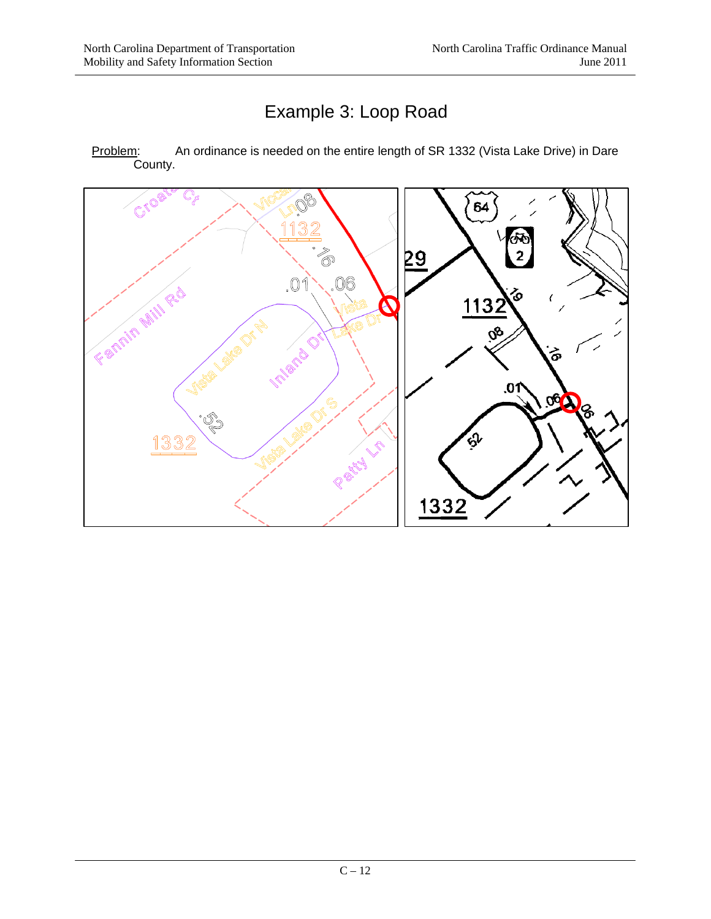# Example 3: Loop Road

Problem: An ordinance is needed on the entire length of SR 1332 (Vista Lake Drive) in Dare County.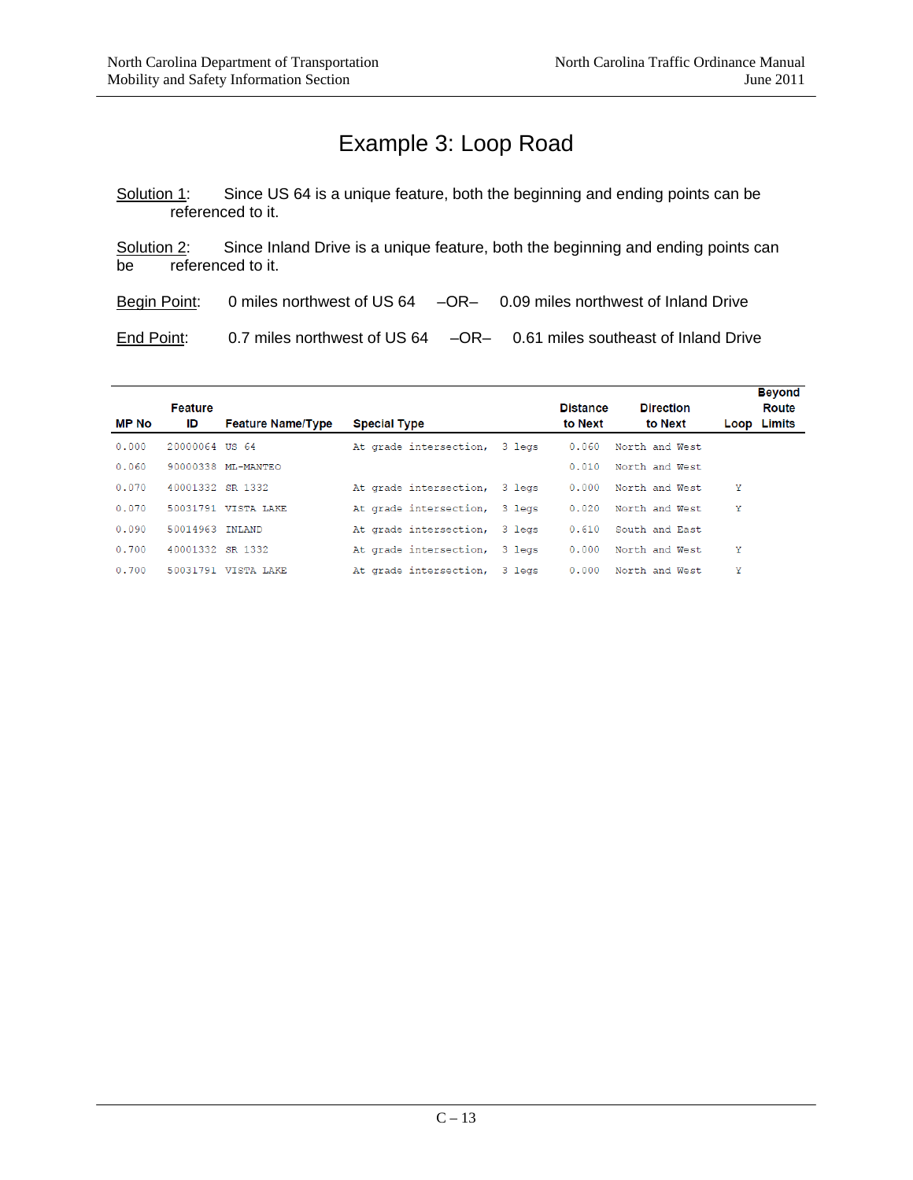# Example 3: Loop Road

Solution 1: Since US 64 is a unique feature, both the beginning and ending points can be referenced to it.

Solution 2: Since Inland Drive is a unique feature, both the beginning and ending points can be referenced to it.

Begin Point: 0 miles northwest of US 64 –OR– 0.09 miles northwest of Inland Drive

End Point: 0.7 miles northwest of US 64 –OR– 0.61 miles southeast of Inland Drive

| MP No | Feature ID | Feature Name/Type | Special Type | Distance to Next | Direction to Next | Loop | Beyond Route Limits |
|---|---|---|---|---|---|---|---|
| 0.000 | 20000064 | US 64 | At grade intersection, 3 legs | 0.060 | North and West | | |
| 0.060 | 90000338 | ML-MANTEO | | 0.010 | North and West | | |
| 0.070 | 40001332 | SR 1332 | At grade intersection, 3 legs | 0.000 | North and West | Y | |
| 0.070 | 50031791 | VISTA LAKE | At grade intersection, 3 legs | 0.020 | North and West | Y | |
| 0.090 | 50014963 | INLAND | At grade intersection, 3 legs | 0.610 | South and East | | |
| 0.700 | 40001332 | SR 1332 | At grade intersection, 3 legs | 0.000 | North and West | Y | |
| 0.700 | 50031791 | VISTA LAKE | At grade intersection, 3 legs | 0.000 | North and West | Y | |